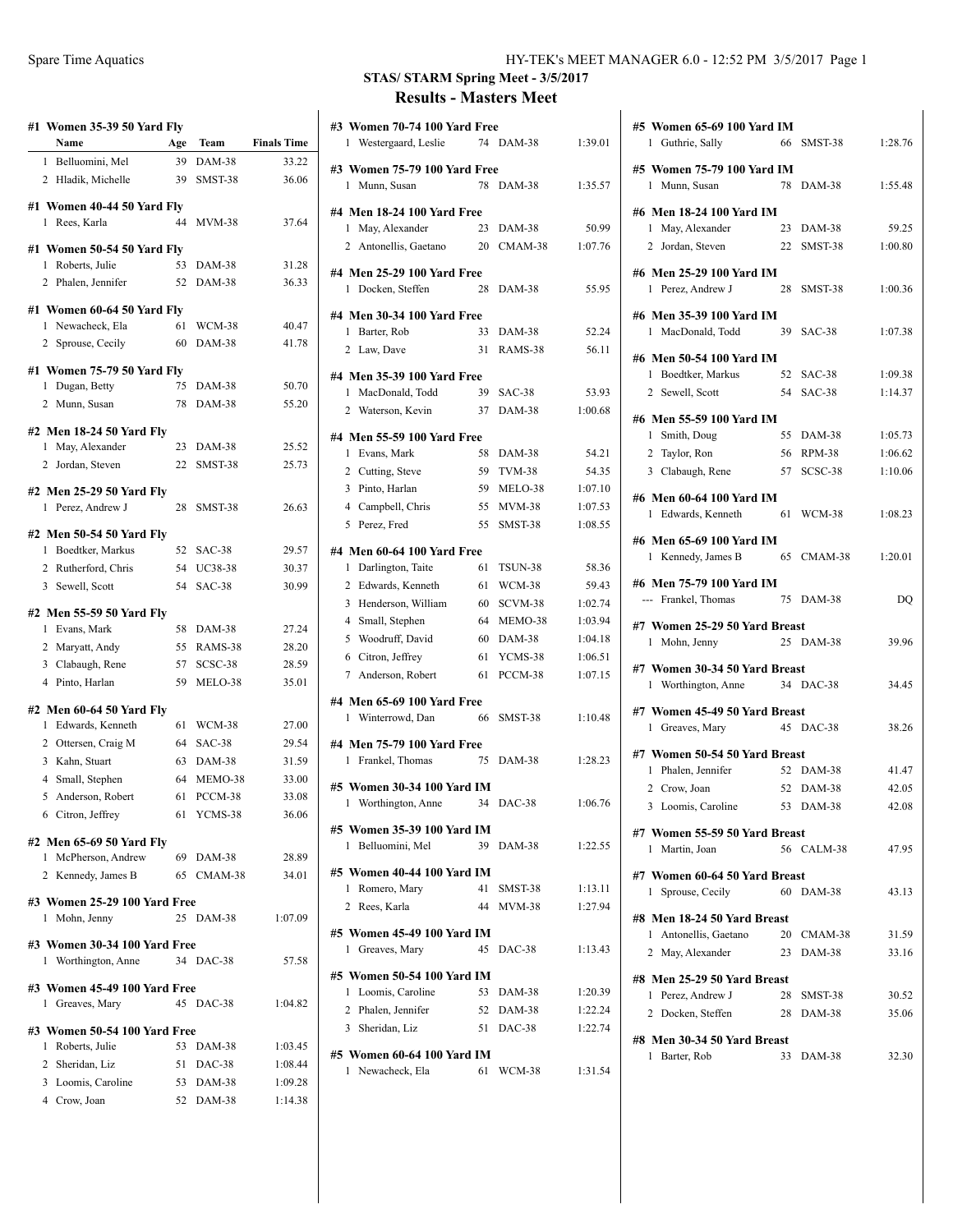## STAS/ STARM Spring Meet - 3/5/2017

## Results - Masters Meet

### #1 Women 35-39 50 Yard Fly

| | Name | Age | Team | Finals Time |
|---|---|---|---|---|
| 1 | Belluomini, Mel | 39 | DAM-38 | 33.22 |
| 2 | Hladik, Michelle | 39 | SMST-38 | 36.06 |

### #1 Women 40-44 50 Yard Fly

| | Name | Age | Team | Finals Time |
|---|---|---|---|---|
| 1 | Rees, Karla | 44 | MVM-38 | 37.64 |

### #1 Women 50-54 50 Yard Fly

| | Name | Age | Team | Finals Time |
|---|---|---|---|---|
| 1 | Roberts, Julie | 53 | DAM-38 | 31.28 |
| 2 | Phalen, Jennifer | 52 | DAM-38 | 36.33 |

### #1 Women 60-64 50 Yard Fly

| | Name | Age | Team | Finals Time |
|---|---|---|---|---|
| 1 | Newacheck, Ela | 61 | WCM-38 | 40.47 |
| 2 | Sprouse, Cecily | 60 | DAM-38 | 41.78 |

### #1 Women 75-79 50 Yard Fly

| | Name | Age | Team | Finals Time |
|---|---|---|---|---|
| 1 | Dugan, Betty | 75 | DAM-38 | 50.70 |
| 2 | Munn, Susan | 78 | DAM-38 | 55.20 |

### #2 Men 18-24 50 Yard Fly

| | Name | Age | Team | Finals Time |
|---|---|---|---|---|
| 1 | May, Alexander | 23 | DAM-38 | 25.52 |
| 2 | Jordan, Steven | 22 | SMST-38 | 25.73 |

### #2 Men 25-29 50 Yard Fly

| | Name | Age | Team | Finals Time |
|---|---|---|---|---|
| 1 | Perez, Andrew J | 28 | SMST-38 | 26.63 |

### #2 Men 50-54 50 Yard Fly

| | Name | Age | Team | Finals Time |
|---|---|---|---|---|
| 1 | Boedtker, Markus | 52 | SAC-38 | 29.57 |
| 2 | Rutherford, Chris | 54 | UC38-38 | 30.37 |
| 3 | Sewell, Scott | 54 | SAC-38 | 30.99 |

### #2 Men 55-59 50 Yard Fly

| | Name | Age | Team | Finals Time |
|---|---|---|---|---|
| 1 | Evans, Mark | 58 | DAM-38 | 27.24 |
| 2 | Maryatt, Andy | 55 | RAMS-38 | 28.20 |
| 3 | Clabaugh, Rene | 57 | SCSC-38 | 28.59 |
| 4 | Pinto, Harlan | 59 | MELO-38 | 35.01 |

### #2 Men 60-64 50 Yard Fly

| | Name | Age | Team | Finals Time |
|---|---|---|---|---|
| 1 | Edwards, Kenneth | 61 | WCM-38 | 27.00 |
| 2 | Ottersen, Craig M | 64 | SAC-38 | 29.54 |
| 3 | Kahn, Stuart | 63 | DAM-38 | 31.59 |
| 4 | Small, Stephen | 64 | MEMO-38 | 33.00 |
| 5 | Anderson, Robert | 61 | PCCM-38 | 33.08 |
| 6 | Citron, Jeffrey | 61 | YCMS-38 | 36.06 |

### #2 Men 65-69 50 Yard Fly

| | Name | Age | Team | Finals Time |
|---|---|---|---|---|
| 1 | McPherson, Andrew | 69 | DAM-38 | 28.89 |
| 2 | Kennedy, James B | 65 | CMAM-38 | 34.01 |

### #3 Women 25-29 100 Yard Free

| | Name | Age | Team | Finals Time |
|---|---|---|---|---|
| 1 | Mohn, Jenny | 25 | DAM-38 | 1:07.09 |

### #3 Women 30-34 100 Yard Free

| | Name | Age | Team | Finals Time |
|---|---|---|---|---|
| 1 | Worthington, Anne | 34 | DAC-38 | 57.58 |

### #3 Women 45-49 100 Yard Free

| | Name | Age | Team | Finals Time |
|---|---|---|---|---|
| 1 | Greaves, Mary | 45 | DAC-38 | 1:04.82 |

### #3 Women 50-54 100 Yard Free

| | Name | Age | Team | Finals Time |
|---|---|---|---|---|
| 1 | Roberts, Julie | 53 | DAM-38 | 1:03.45 |
| 2 | Sheridan, Liz | 51 | DAC-38 | 1:08.44 |
| 3 | Loomis, Caroline | 53 | DAM-38 | 1:09.28 |
| 4 | Crow, Joan | 52 | DAM-38 | 1:14.38 |

### #3 Women 70-74 100 Yard Free

| | Name | Age | Team | Finals Time |
|---|---|---|---|---|
| 1 | Westergaard, Leslie | 74 | DAM-38 | 1:39.01 |

### #3 Women 75-79 100 Yard Free

| | Name | Age | Team | Finals Time |
|---|---|---|---|---|
| 1 | Munn, Susan | 78 | DAM-38 | 1:35.57 |

### #4 Men 18-24 100 Yard Free

| | Name | Age | Team | Finals Time |
|---|---|---|---|---|
| 1 | May, Alexander | 23 | DAM-38 | 50.99 |
| 2 | Antonellis, Gaetano | 20 | CMAM-38 | 1:07.76 |

### #4 Men 25-29 100 Yard Free

| | Name | Age | Team | Finals Time |
|---|---|---|---|---|
| 1 | Docken, Steffen | 28 | DAM-38 | 55.95 |

### #4 Men 30-34 100 Yard Free

| | Name | Age | Team | Finals Time |
|---|---|---|---|---|
| 1 | Barter, Rob | 33 | DAM-38 | 52.24 |
| 2 | Law, Dave | 31 | RAMS-38 | 56.11 |

### #4 Men 35-39 100 Yard Free

| | Name | Age | Team | Finals Time |
|---|---|---|---|---|
| 1 | MacDonald, Todd | 39 | SAC-38 | 53.93 |
| 2 | Waterson, Kevin | 37 | DAM-38 | 1:00.68 |

### #4 Men 55-59 100 Yard Free

| | Name | Age | Team | Finals Time |
|---|---|---|---|---|
| 1 | Evans, Mark | 58 | DAM-38 | 54.21 |
| 2 | Cutting, Steve | 59 | TVM-38 | 54.35 |
| 3 | Pinto, Harlan | 59 | MELO-38 | 1:07.10 |
| 4 | Campbell, Chris | 55 | MVM-38 | 1:07.53 |
| 5 | Perez, Fred | 55 | SMST-38 | 1:08.55 |

### #4 Men 60-64 100 Yard Free

| | Name | Age | Team | Finals Time |
|---|---|---|---|---|
| 1 | Darlington, Taite | 61 | TSUN-38 | 58.36 |
| 2 | Edwards, Kenneth | 61 | WCM-38 | 59.43 |
| 3 | Henderson, William | 60 | SCVM-38 | 1:02.74 |
| 4 | Small, Stephen | 64 | MEMO-38 | 1:03.94 |
| 5 | Woodruff, David | 60 | DAM-38 | 1:04.18 |
| 6 | Citron, Jeffrey | 61 | YCMS-38 | 1:06.51 |
| 7 | Anderson, Robert | 61 | PCCM-38 | 1:07.15 |

### #4 Men 65-69 100 Yard Free

| | Name | Age | Team | Finals Time |
|---|---|---|---|---|
| 1 | Winterrowd, Dan | 66 | SMST-38 | 1:10.48 |

### #4 Men 75-79 100 Yard Free

| | Name | Age | Team | Finals Time |
|---|---|---|---|---|
| 1 | Frankel, Thomas | 75 | DAM-38 | 1:28.23 |

### #5 Women 30-34 100 Yard IM

| | Name | Age | Team | Finals Time |
|---|---|---|---|---|
| 1 | Worthington, Anne | 34 | DAC-38 | 1:06.76 |

### #5 Women 35-39 100 Yard IM

| | Name | Age | Team | Finals Time |
|---|---|---|---|---|
| 1 | Belluomini, Mel | 39 | DAM-38 | 1:22.55 |

### #5 Women 40-44 100 Yard IM

| | Name | Age | Team | Finals Time |
|---|---|---|---|---|
| 1 | Romero, Mary | 41 | SMST-38 | 1:13.11 |
| 2 | Rees, Karla | 44 | MVM-38 | 1:27.94 |

### #5 Women 45-49 100 Yard IM

| | Name | Age | Team | Finals Time |
|---|---|---|---|---|
| 1 | Greaves, Mary | 45 | DAC-38 | 1:13.43 |

### #5 Women 50-54 100 Yard IM

| | Name | Age | Team | Finals Time |
|---|---|---|---|---|
| 1 | Loomis, Caroline | 53 | DAM-38 | 1:20.39 |
| 2 | Phalen, Jennifer | 52 | DAM-38 | 1:22.24 |
| 3 | Sheridan, Liz | 51 | DAC-38 | 1:22.74 |

### #5 Women 60-64 100 Yard IM

| | Name | Age | Team | Finals Time |
|---|---|---|---|---|
| 1 | Newacheck, Ela | 61 | WCM-38 | 1:31.54 |

### #5 Women 65-69 100 Yard IM

| | Name | Age | Team | Finals Time |
|---|---|---|---|---|
| 1 | Guthrie, Sally | 66 | SMST-38 | 1:28.76 |

### #5 Women 75-79 100 Yard IM

| | Name | Age | Team | Finals Time |
|---|---|---|---|---|
| 1 | Munn, Susan | 78 | DAM-38 | 1:55.48 |

### #6 Men 18-24 100 Yard IM

| | Name | Age | Team | Finals Time |
|---|---|---|---|---|
| 1 | May, Alexander | 23 | DAM-38 | 59.25 |
| 2 | Jordan, Steven | 22 | SMST-38 | 1:00.80 |

### #6 Men 25-29 100 Yard IM

| | Name | Age | Team | Finals Time |
|---|---|---|---|---|
| 1 | Perez, Andrew J | 28 | SMST-38 | 1:00.36 |

### #6 Men 35-39 100 Yard IM

| | Name | Age | Team | Finals Time |
|---|---|---|---|---|
| 1 | MacDonald, Todd | 39 | SAC-38 | 1:07.38 |

### #6 Men 50-54 100 Yard IM

| | Name | Age | Team | Finals Time |
|---|---|---|---|---|
| 1 | Boedtker, Markus | 52 | SAC-38 | 1:09.38 |
| 2 | Sewell, Scott | 54 | SAC-38 | 1:14.37 |

### #6 Men 55-59 100 Yard IM

| | Name | Age | Team | Finals Time |
|---|---|---|---|---|
| 1 | Smith, Doug | 55 | DAM-38 | 1:05.73 |
| 2 | Taylor, Ron | 56 | RPM-38 | 1:06.62 |
| 3 | Clabaugh, Rene | 57 | SCSC-38 | 1:10.06 |

### #6 Men 60-64 100 Yard IM

| | Name | Age | Team | Finals Time |
|---|---|---|---|---|
| 1 | Edwards, Kenneth | 61 | WCM-38 | 1:08.23 |

### #6 Men 65-69 100 Yard IM

| | Name | Age | Team | Finals Time |
|---|---|---|---|---|
| 1 | Kennedy, James B | 65 | CMAM-38 | 1:20.01 |

### #6 Men 75-79 100 Yard IM

| | Name | Age | Team | Finals Time |
|---|---|---|---|---|
| --- | Frankel, Thomas | 75 | DAM-38 | DQ |

### #7 Women 25-29 50 Yard Breast

| | Name | Age | Team | Finals Time |
|---|---|---|---|---|
| 1 | Mohn, Jenny | 25 | DAM-38 | 39.96 |

### #7 Women 30-34 50 Yard Breast

| | Name | Age | Team | Finals Time |
|---|---|---|---|---|
| 1 | Worthington, Anne | 34 | DAC-38 | 34.45 |

### #7 Women 45-49 50 Yard Breast

| | Name | Age | Team | Finals Time |
|---|---|---|---|---|
| 1 | Greaves, Mary | 45 | DAC-38 | 38.26 |

### #7 Women 50-54 50 Yard Breast

| | Name | Age | Team | Finals Time |
|---|---|---|---|---|
| 1 | Phalen, Jennifer | 52 | DAM-38 | 41.47 |
| 2 | Crow, Joan | 52 | DAM-38 | 42.05 |
| 3 | Loomis, Caroline | 53 | DAM-38 | 42.08 |

### #7 Women 55-59 50 Yard Breast

| | Name | Age | Team | Finals Time |
|---|---|---|---|---|
| 1 | Martin, Joan | 56 | CALM-38 | 47.95 |

### #7 Women 60-64 50 Yard Breast

| | Name | Age | Team | Finals Time |
|---|---|---|---|---|
| 1 | Sprouse, Cecily | 60 | DAM-38 | 43.13 |

### #8 Men 18-24 50 Yard Breast

| | Name | Age | Team | Finals Time |
|---|---|---|---|---|
| 1 | Antonellis, Gaetano | 20 | CMAM-38 | 31.59 |
| 2 | May, Alexander | 23 | DAM-38 | 33.16 |

### #8 Men 25-29 50 Yard Breast

| | Name | Age | Team | Finals Time |
|---|---|---|---|---|
| 1 | Perez, Andrew J | 28 | SMST-38 | 30.52 |
| 2 | Docken, Steffen | 28 | DAM-38 | 35.06 |

### #8 Men 30-34 50 Yard Breast

| | Name | Age | Team | Finals Time |
|---|---|---|---|---|
| 1 | Barter, Rob | 33 | DAM-38 | 32.30 |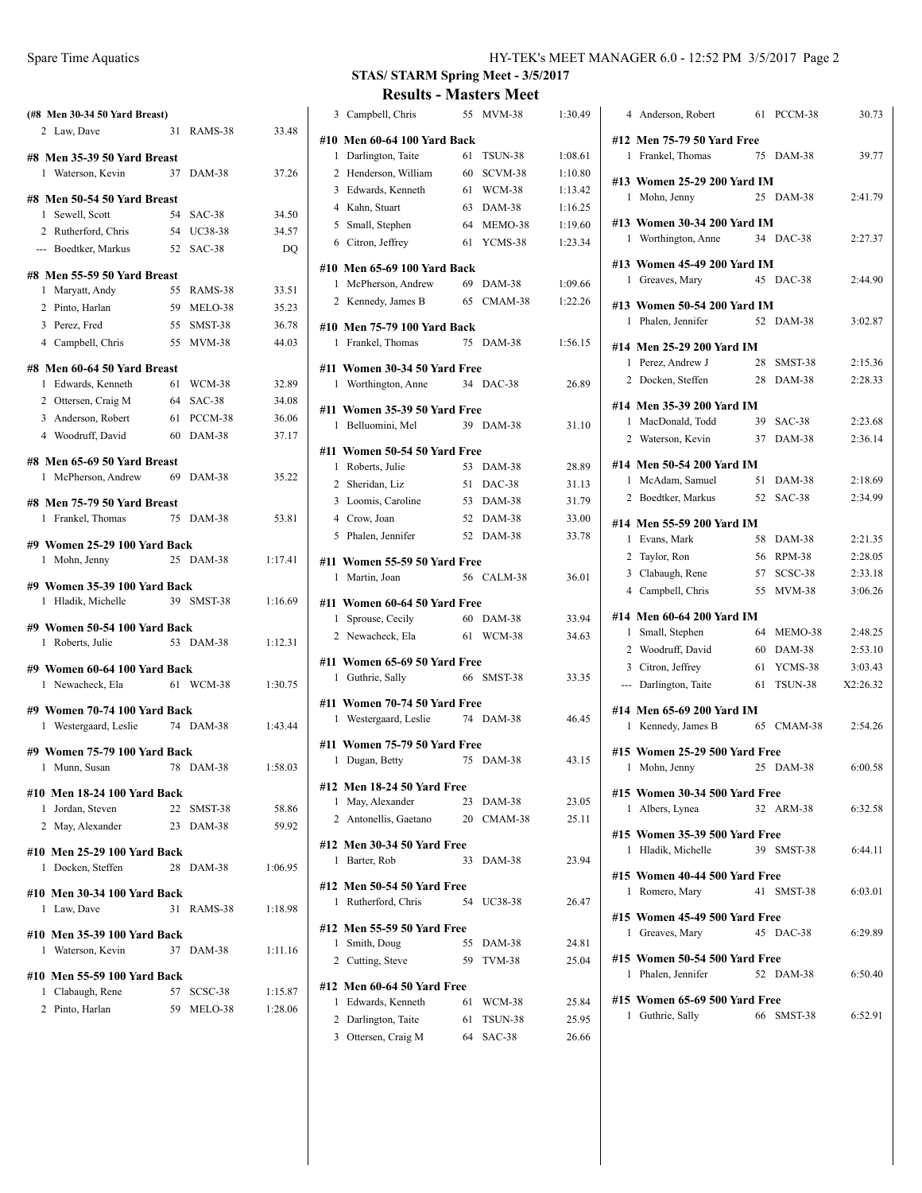## STAS/ STARM Spring Meet - 3/5/2017

## Results - Masters Meet

**(#8 Men 30-34 50 Yard Breast)**

| | Name | Age | Team | Time |
|---|---|---|---|---|
| 2 | Law, Dave | 31 | RAMS-38 | 33.48 |

**#8 Men 35-39 50 Yard Breast**

| | Name | Age | Team | Time |
|---|---|---|---|---|
| 1 | Waterson, Kevin | 37 | DAM-38 | 37.26 |

**#8 Men 50-54 50 Yard Breast**

| | Name | Age | Team | Time |
|---|---|---|---|---|
| 1 | Sewell, Scott | 54 | SAC-38 | 34.50 |
| 2 | Rutherford, Chris | 54 | UC38-38 | 34.57 |
| --- | Boedtker, Markus | 52 | SAC-38 | DQ |

**#8 Men 55-59 50 Yard Breast**

| | Name | Age | Team | Time |
|---|---|---|---|---|
| 1 | Maryatt, Andy | 55 | RAMS-38 | 33.51 |
| 2 | Pinto, Harlan | 59 | MELO-38 | 35.23 |
| 3 | Perez, Fred | 55 | SMST-38 | 36.78 |
| 4 | Campbell, Chris | 55 | MVM-38 | 44.03 |

**#8 Men 60-64 50 Yard Breast**

| | Name | Age | Team | Time |
|---|---|---|---|---|
| 1 | Edwards, Kenneth | 61 | WCM-38 | 32.89 |
| 2 | Ottersen, Craig M | 64 | SAC-38 | 34.08 |
| 3 | Anderson, Robert | 61 | PCCM-38 | 36.06 |
| 4 | Woodruff, David | 60 | DAM-38 | 37.17 |

**#8 Men 65-69 50 Yard Breast**

| | Name | Age | Team | Time |
|---|---|---|---|---|
| 1 | McPherson, Andrew | 69 | DAM-38 | 35.22 |

**#8 Men 75-79 50 Yard Breast**

| | Name | Age | Team | Time |
|---|---|---|---|---|
| 1 | Frankel, Thomas | 75 | DAM-38 | 53.81 |

**#9 Women 25-29 100 Yard Back**

| | Name | Age | Team | Time |
|---|---|---|---|---|
| 1 | Mohn, Jenny | 25 | DAM-38 | 1:17.41 |

**#9 Women 35-39 100 Yard Back**

| | Name | Age | Team | Time |
|---|---|---|---|---|
| 1 | Hladik, Michelle | 39 | SMST-38 | 1:16.69 |

**#9 Women 50-54 100 Yard Back**

| | Name | Age | Team | Time |
|---|---|---|---|---|
| 1 | Roberts, Julie | 53 | DAM-38 | 1:12.31 |

**#9 Women 60-64 100 Yard Back**

| | Name | Age | Team | Time |
|---|---|---|---|---|
| 1 | Newacheck, Ela | 61 | WCM-38 | 1:30.75 |

**#9 Women 70-74 100 Yard Back**

| | Name | Age | Team | Time |
|---|---|---|---|---|
| 1 | Westergaard, Leslie | 74 | DAM-38 | 1:43.44 |

**#9 Women 75-79 100 Yard Back**

| | Name | Age | Team | Time |
|---|---|---|---|---|
| 1 | Munn, Susan | 78 | DAM-38 | 1:58.03 |

**#10 Men 18-24 100 Yard Back**

| | Name | Age | Team | Time |
|---|---|---|---|---|
| 1 | Jordan, Steven | 22 | SMST-38 | 58.86 |
| 2 | May, Alexander | 23 | DAM-38 | 59.92 |

**#10 Men 25-29 100 Yard Back**

| | Name | Age | Team | Time |
|---|---|---|---|---|
| 1 | Docken, Steffen | 28 | DAM-38 | 1:06.95 |

**#10 Men 30-34 100 Yard Back**

| | Name | Age | Team | Time |
|---|---|---|---|---|
| 1 | Law, Dave | 31 | RAMS-38 | 1:18.98 |

**#10 Men 35-39 100 Yard Back**

| | Name | Age | Team | Time |
|---|---|---|---|---|
| 1 | Waterson, Kevin | 37 | DAM-38 | 1:11.16 |

**#10 Men 55-59 100 Yard Back**

| | Name | Age | Team | Time |
|---|---|---|---|---|
| 1 | Clabaugh, Rene | 57 | SCSC-38 | 1:15.87 |
| 2 | Pinto, Harlan | 59 | MELO-38 | 1:28.06 |
| 3 | Campbell, Chris | 55 | MVM-38 | 1:30.49 |

**#10 Men 60-64 100 Yard Back**

| | Name | Age | Team | Time |
|---|---|---|---|---|
| 1 | Darlington, Taite | 61 | TSUN-38 | 1:08.61 |
| 2 | Henderson, William | 60 | SCVM-38 | 1:10.80 |
| 3 | Edwards, Kenneth | 61 | WCM-38 | 1:13.42 |
| 4 | Kahn, Stuart | 63 | DAM-38 | 1:16.25 |
| 5 | Small, Stephen | 64 | MEMO-38 | 1:19.60 |
| 6 | Citron, Jeffrey | 61 | YCMS-38 | 1:23.34 |

**#10 Men 65-69 100 Yard Back**

| | Name | Age | Team | Time |
|---|---|---|---|---|
| 1 | McPherson, Andrew | 69 | DAM-38 | 1:09.66 |
| 2 | Kennedy, James B | 65 | CMAM-38 | 1:22.26 |

**#10 Men 75-79 100 Yard Back**

| | Name | Age | Team | Time |
|---|---|---|---|---|
| 1 | Frankel, Thomas | 75 | DAM-38 | 1:56.15 |

**#11 Women 30-34 50 Yard Free**

| | Name | Age | Team | Time |
|---|---|---|---|---|
| 1 | Worthington, Anne | 34 | DAC-38 | 26.89 |

**#11 Women 35-39 50 Yard Free**

| | Name | Age | Team | Time |
|---|---|---|---|---|
| 1 | Belluomini, Mel | 39 | DAM-38 | 31.10 |

**#11 Women 50-54 50 Yard Free**

| | Name | Age | Team | Time |
|---|---|---|---|---|
| 1 | Roberts, Julie | 53 | DAM-38 | 28.89 |
| 2 | Sheridan, Liz | 51 | DAC-38 | 31.13 |
| 3 | Loomis, Caroline | 53 | DAM-38 | 31.79 |
| 4 | Crow, Joan | 52 | DAM-38 | 33.00 |
| 5 | Phalen, Jennifer | 52 | DAM-38 | 33.78 |

**#11 Women 55-59 50 Yard Free**

| | Name | Age | Team | Time |
|---|---|---|---|---|
| 1 | Martin, Joan | 56 | CALM-38 | 36.01 |

**#11 Women 60-64 50 Yard Free**

| | Name | Age | Team | Time |
|---|---|---|---|---|
| 1 | Sprouse, Cecily | 60 | DAM-38 | 33.94 |
| 2 | Newacheck, Ela | 61 | WCM-38 | 34.63 |

**#11 Women 65-69 50 Yard Free**

| | Name | Age | Team | Time |
|---|---|---|---|---|
| 1 | Guthrie, Sally | 66 | SMST-38 | 33.35 |

**#11 Women 70-74 50 Yard Free**

| | Name | Age | Team | Time |
|---|---|---|---|---|
| 1 | Westergaard, Leslie | 74 | DAM-38 | 46.45 |

**#11 Women 75-79 50 Yard Free**

| | Name | Age | Team | Time |
|---|---|---|---|---|
| 1 | Dugan, Betty | 75 | DAM-38 | 43.15 |

**#12 Men 18-24 50 Yard Free**

| | Name | Age | Team | Time |
|---|---|---|---|---|
| 1 | May, Alexander | 23 | DAM-38 | 23.05 |
| 2 | Antonellis, Gaetano | 20 | CMAM-38 | 25.11 |

**#12 Men 30-34 50 Yard Free**

| | Name | Age | Team | Time |
|---|---|---|---|---|
| 1 | Barter, Rob | 33 | DAM-38 | 23.94 |

**#12 Men 50-54 50 Yard Free**

| | Name | Age | Team | Time |
|---|---|---|---|---|
| 1 | Rutherford, Chris | 54 | UC38-38 | 26.47 |

**#12 Men 55-59 50 Yard Free**

| | Name | Age | Team | Time |
|---|---|---|---|---|
| 1 | Smith, Doug | 55 | DAM-38 | 24.81 |
| 2 | Cutting, Steve | 59 | TVM-38 | 25.04 |

**#12 Men 60-64 50 Yard Free**

| | Name | Age | Team | Time |
|---|---|---|---|---|
| 1 | Edwards, Kenneth | 61 | WCM-38 | 25.84 |
| 2 | Darlington, Taite | 61 | TSUN-38 | 25.95 |
| 3 | Ottersen, Craig M | 64 | SAC-38 | 26.66 |
| 4 | Anderson, Robert | 61 | PCCM-38 | 30.73 |

**#12 Men 75-79 50 Yard Free**

| | Name | Age | Team | Time |
|---|---|---|---|---|
| 1 | Frankel, Thomas | 75 | DAM-38 | 39.77 |

**#13 Women 25-29 200 Yard IM**

| | Name | Age | Team | Time |
|---|---|---|---|---|
| 1 | Mohn, Jenny | 25 | DAM-38 | 2:41.79 |

**#13 Women 30-34 200 Yard IM**

| | Name | Age | Team | Time |
|---|---|---|---|---|
| 1 | Worthington, Anne | 34 | DAC-38 | 2:27.37 |

**#13 Women 45-49 200 Yard IM**

| | Name | Age | Team | Time |
|---|---|---|---|---|
| 1 | Greaves, Mary | 45 | DAC-38 | 2:44.90 |

**#13 Women 50-54 200 Yard IM**

| | Name | Age | Team | Time |
|---|---|---|---|---|
| 1 | Phalen, Jennifer | 52 | DAM-38 | 3:02.87 |

**#14 Men 25-29 200 Yard IM**

| | Name | Age | Team | Time |
|---|---|---|---|---|
| 1 | Perez, Andrew J | 28 | SMST-38 | 2:15.36 |
| 2 | Docken, Steffen | 28 | DAM-38 | 2:28.33 |

**#14 Men 35-39 200 Yard IM**

| | Name | Age | Team | Time |
|---|---|---|---|---|
| 1 | MacDonald, Todd | 39 | SAC-38 | 2:23.68 |
| 2 | Waterson, Kevin | 37 | DAM-38 | 2:36.14 |

**#14 Men 50-54 200 Yard IM**

| | Name | Age | Team | Time |
|---|---|---|---|---|
| 1 | McAdam, Samuel | 51 | DAM-38 | 2:18.69 |
| 2 | Boedtker, Markus | 52 | SAC-38 | 2:34.99 |

**#14 Men 55-59 200 Yard IM**

| | Name | Age | Team | Time |
|---|---|---|---|---|
| 1 | Evans, Mark | 58 | DAM-38 | 2:21.35 |
| 2 | Taylor, Ron | 56 | RPM-38 | 2:28.05 |
| 3 | Clabaugh, Rene | 57 | SCSC-38 | 2:33.18 |
| 4 | Campbell, Chris | 55 | MVM-38 | 3:06.26 |

**#14 Men 60-64 200 Yard IM**

| | Name | Age | Team | Time |
|---|---|---|---|---|
| 1 | Small, Stephen | 64 | MEMO-38 | 2:48.25 |
| 2 | Woodruff, David | 60 | DAM-38 | 2:53.10 |
| 3 | Citron, Jeffrey | 61 | YCMS-38 | 3:03.43 |
| --- | Darlington, Taite | 61 | TSUN-38 | X2:26.32 |

**#14 Men 65-69 200 Yard IM**

| | Name | Age | Team | Time |
|---|---|---|---|---|
| 1 | Kennedy, James B | 65 | CMAM-38 | 2:54.26 |

**#15 Women 25-29 500 Yard Free**

| | Name | Age | Team | Time |
|---|---|---|---|---|
| 1 | Mohn, Jenny | 25 | DAM-38 | 6:00.58 |

**#15 Women 30-34 500 Yard Free**

| | Name | Age | Team | Time |
|---|---|---|---|---|
| 1 | Albers, Lynea | 32 | ARM-38 | 6:32.58 |

**#15 Women 35-39 500 Yard Free**

| | Name | Age | Team | Time |
|---|---|---|---|---|
| 1 | Hladik, Michelle | 39 | SMST-38 | 6:44.11 |

**#15 Women 40-44 500 Yard Free**

| | Name | Age | Team | Time |
|---|---|---|---|---|
| 1 | Romero, Mary | 41 | SMST-38 | 6:03.01 |

**#15 Women 45-49 500 Yard Free**

| | Name | Age | Team | Time |
|---|---|---|---|---|
| 1 | Greaves, Mary | 45 | DAC-38 | 6:29.89 |

**#15 Women 50-54 500 Yard Free**

| | Name | Age | Team | Time |
|---|---|---|---|---|
| 1 | Phalen, Jennifer | 52 | DAM-38 | 6:50.40 |

**#15 Women 65-69 500 Yard Free**

| | Name | Age | Team | Time |
|---|---|---|---|---|
| 1 | Guthrie, Sally | 66 | SMST-38 | 6:52.91 |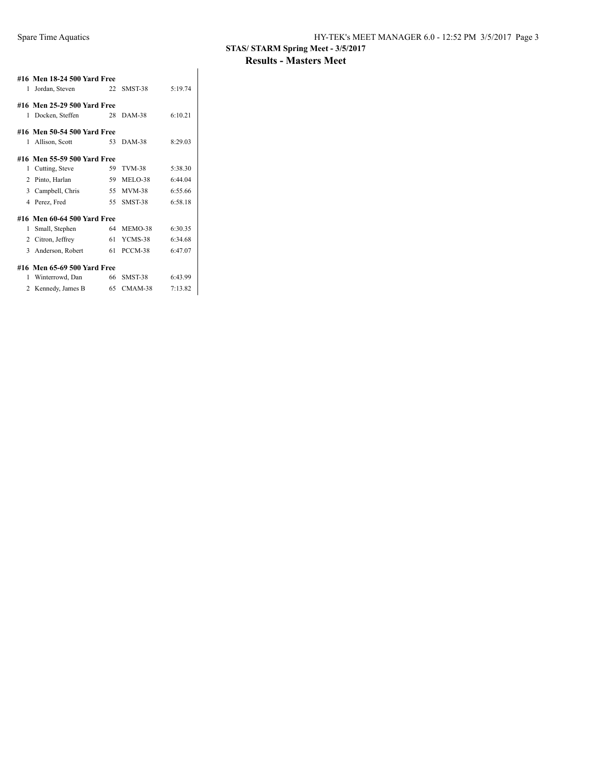## STAS/ STARM Spring Meet - 3/5/2017

## Results - Masters Meet

**#16 Men 18-24 500 Yard Free**

| | | | | |
|---|---|---|---|---|
| 1 | Jordan, Steven | 22 | SMST-38 | 5:19.74 |

**#16 Men 25-29 500 Yard Free**

| | | | | |
|---|---|---|---|---|
| 1 | Docken, Steffen | 28 | DAM-38 | 6:10.21 |

**#16 Men 50-54 500 Yard Free**

| | | | | |
|---|---|---|---|---|
| 1 | Allison, Scott | 53 | DAM-38 | 8:29.03 |

**#16 Men 55-59 500 Yard Free**

| | | | | |
|---|---|---|---|---|
| 1 | Cutting, Steve | 59 | TVM-38 | 5:38.30 |
| 2 | Pinto, Harlan | 59 | MELO-38 | 6:44.04 |
| 3 | Campbell, Chris | 55 | MVM-38 | 6:55.66 |
| 4 | Perez, Fred | 55 | SMST-38 | 6:58.18 |

**#16 Men 60-64 500 Yard Free**

| | | | | |
|---|---|---|---|---|
| 1 | Small, Stephen | 64 | MEMO-38 | 6:30.35 |
| 2 | Citron, Jeffrey | 61 | YCMS-38 | 6:34.68 |
| 3 | Anderson, Robert | 61 | PCCM-38 | 6:47.07 |

**#16 Men 65-69 500 Yard Free**

| | | | | |
|---|---|---|---|---|
| 1 | Winterrowd, Dan | 66 | SMST-38 | 6:43.99 |
| 2 | Kennedy, James B | 65 | CMAM-38 | 7:13.82 |